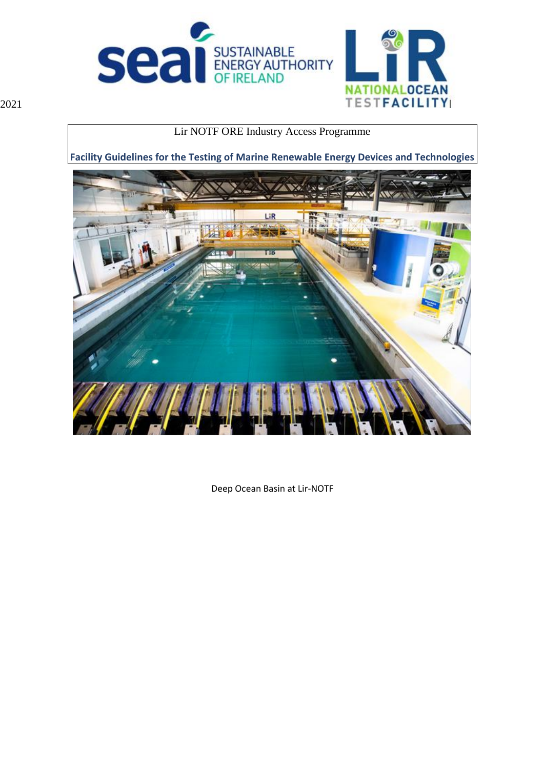2021

Lir NOTF ORE Industry Access Programme

**Facility Guidelines for the Testing of Marine Renewable Energy Devices and Technologies**

Deep Ocean Basin at Lir-NOTF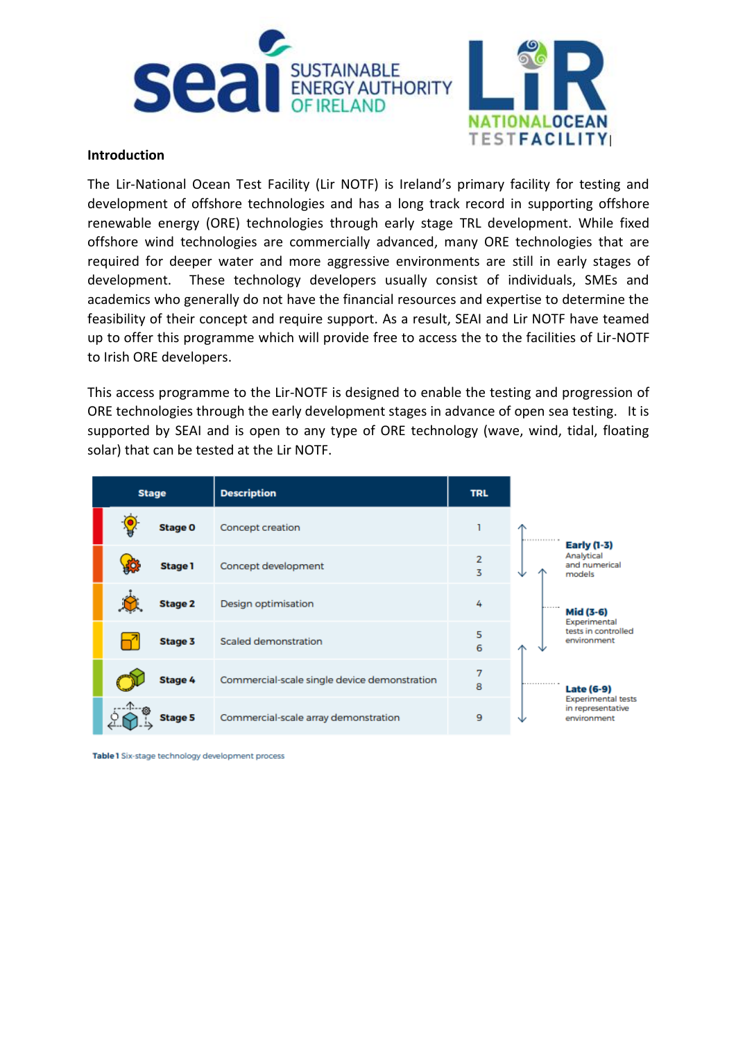## Introduction

The Lir-National Ocean Test Facility (Lir NOTF) is Ireland's primary facility for testing and development of offshore technologies and has a long track record in supporting offshore renewable energy (ORE) technologies through early stage TRL development. While fixed offshore wind technologies are commercially advanced, many ORE technologies that are required for deeper water and more aggressive environments are still in early stages of development. These technology developers usually consist of individuals, SMEs and academics who generally do not have the financial resources and expertise to determine the feasibility of their concept and require support. As a result, SEAI and Lir NOTF have teamed up to offer this programme which will provide free to access the to the facilities of Lir-NOTF to Irish ORE developers.

This access programme to the Lir-NOTF is designed to enable the testing and progression of ORE technologies through the early development stages in advance of open sea testing. It is supported by SEAI and is open to any type of ORE technology (wave, wind, tidal, floating solar) that can be tested at the Lir NOTF.

| Stage | Description | TRL |
|---|---|---|
| Stage 0 | Concept creation | 1 |
| Stage 1 | Concept development | 2<br>3 |
| Stage 2 | Design optimisation | 4 |
| Stage 3 | Scaled demonstration | 5<br>6 |
| Stage 4 | Commercial-scale single device demonstration | 7<br>8 |
| Stage 5 | Commercial-scale array demonstration | 9 |

- **Early (1-3)** Analytical and numerical models
- **Mid (3-6)** Experimental tests in controlled environment
- **Late (6-9)** Experimental tests in representative environment

**Table 1** Six-stage technology development process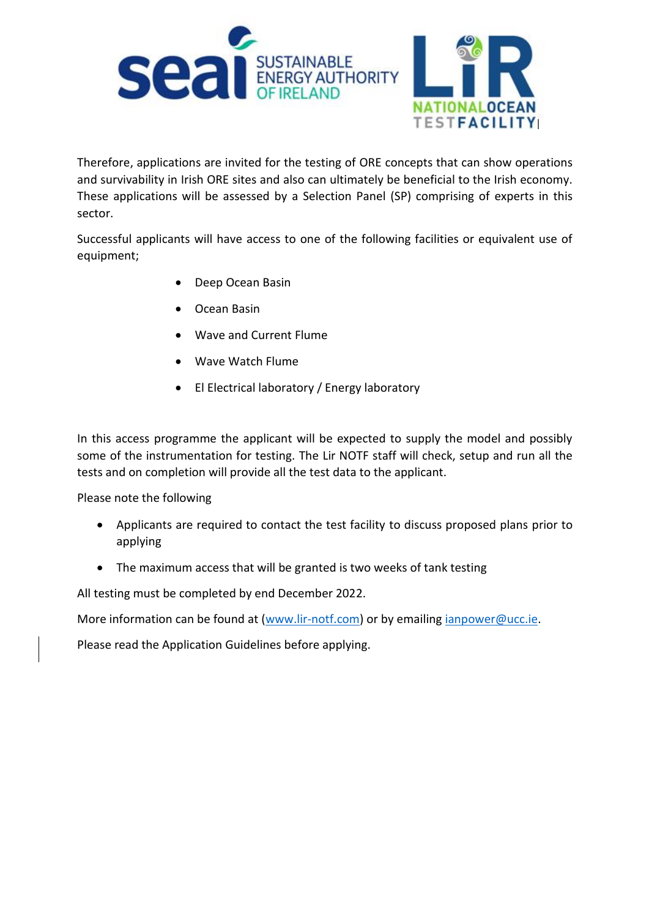Therefore, applications are invited for the testing of ORE concepts that can show operations and survivability in Irish ORE sites and also can ultimately be beneficial to the Irish economy. These applications will be assessed by a Selection Panel (SP) comprising of experts in this sector.

Successful applicants will have access to one of the following facilities or equivalent use of equipment;

- Deep Ocean Basin
- Ocean Basin
- Wave and Current Flume
- Wave Watch Flume
- El Electrical laboratory / Energy laboratory

In this access programme the applicant will be expected to supply the model and possibly some of the instrumentation for testing. The Lir NOTF staff will check, setup and run all the tests and on completion will provide all the test data to the applicant.

Please note the following

- Applicants are required to contact the test facility to discuss proposed plans prior to applying
- The maximum access that will be granted is two weeks of tank testing

All testing must be completed by end December 2022.

More information can be found at (www.lir-notf.com) or by emailing ianpower@ucc.ie.

Please read the Application Guidelines before applying.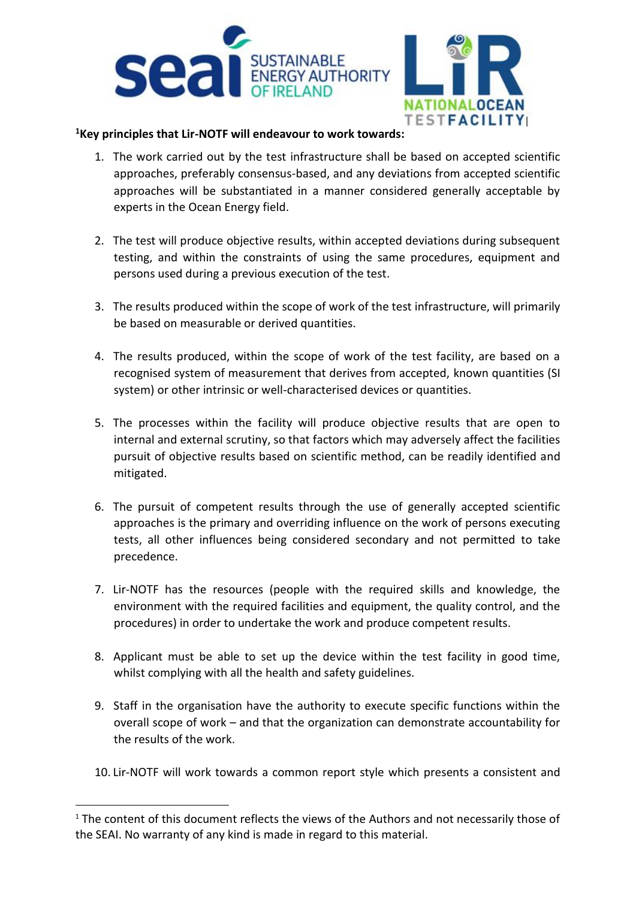**[1]Key principles that Lir-NOTF will endeavour to work towards:**

1. The work carried out by the test infrastructure shall be based on accepted scientific approaches, preferably consensus-based, and any deviations from accepted scientific approaches will be substantiated in a manner considered generally acceptable by experts in the Ocean Energy field.

2. The test will produce objective results, within accepted deviations during subsequent testing, and within the constraints of using the same procedures, equipment and persons used during a previous execution of the test.

3. The results produced within the scope of work of the test infrastructure, will primarily be based on measurable or derived quantities.

4. The results produced, within the scope of work of the test facility, are based on a recognised system of measurement that derives from accepted, known quantities (SI system) or other intrinsic or well-characterised devices or quantities.

5. The processes within the facility will produce objective results that are open to internal and external scrutiny, so that factors which may adversely affect the facilities pursuit of objective results based on scientific method, can be readily identified and mitigated.

6. The pursuit of competent results through the use of generally accepted scientific approaches is the primary and overriding influence on the work of persons executing tests, all other influences being considered secondary and not permitted to take precedence.

7. Lir-NOTF has the resources (people with the required skills and knowledge, the environment with the required facilities and equipment, the quality control, and the procedures) in order to undertake the work and produce competent results.

8. Applicant must be able to set up the device within the test facility in good time, whilst complying with all the health and safety guidelines.

9. Staff in the organisation have the authority to execute specific functions within the overall scope of work – and that the organization can demonstrate accountability for the results of the work.

10. Lir-NOTF will work towards a common report style which presents a consistent and

[1] The content of this document reflects the views of the Authors and not necessarily those of the SEAI. No warranty of any kind is made in regard to this material.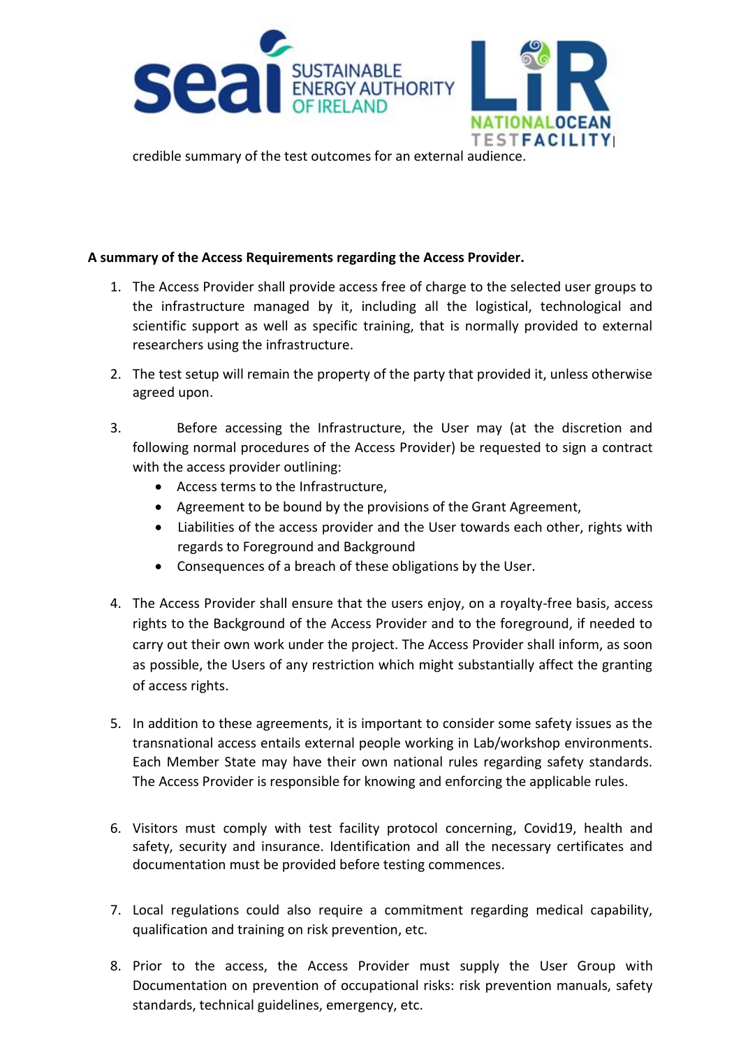credible summary of the test outcomes for an external audience.

**A summary of the Access Requirements regarding the Access Provider.**

1. The Access Provider shall provide access free of charge to the selected user groups to the infrastructure managed by it, including all the logistical, technological and scientific support as well as specific training, that is normally provided to external researchers using the infrastructure.
2. The test setup will remain the property of the party that provided it, unless otherwise agreed upon.
3. Before accessing the Infrastructure, the User may (at the discretion and following normal procedures of the Access Provider) be requested to sign a contract with the access provider outlining:
   - Access terms to the Infrastructure,
   - Agreement to be bound by the provisions of the Grant Agreement,
   - Liabilities of the access provider and the User towards each other, rights with regards to Foreground and Background
   - Consequences of a breach of these obligations by the User.
4. The Access Provider shall ensure that the users enjoy, on a royalty-free basis, access rights to the Background of the Access Provider and to the foreground, if needed to carry out their own work under the project. The Access Provider shall inform, as soon as possible, the Users of any restriction which might substantially affect the granting of access rights.
5. In addition to these agreements, it is important to consider some safety issues as the transnational access entails external people working in Lab/workshop environments. Each Member State may have their own national rules regarding safety standards. The Access Provider is responsible for knowing and enforcing the applicable rules.
6. Visitors must comply with test facility protocol concerning, Covid19, health and safety, security and insurance. Identification and all the necessary certificates and documentation must be provided before testing commences.
7. Local regulations could also require a commitment regarding medical capability, qualification and training on risk prevention, etc.
8. Prior to the access, the Access Provider must supply the User Group with Documentation on prevention of occupational risks: risk prevention manuals, safety standards, technical guidelines, emergency, etc.